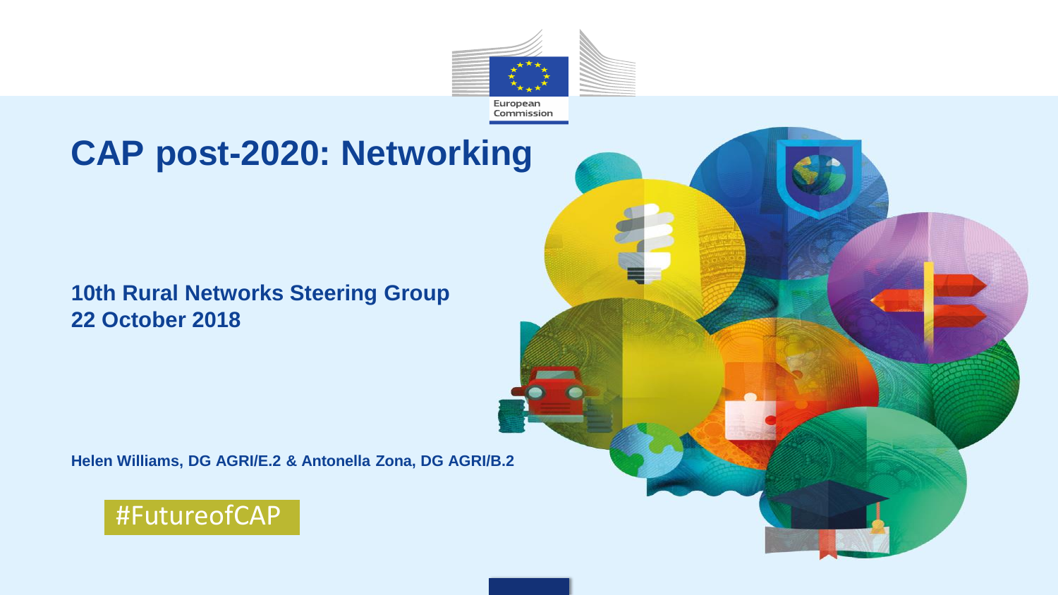European Commission

# CAP post-2020: Networking

**10th Rural Networks Steering Group**
**22 October 2018**

**Helen Williams, DG AGRI/E.2 & Antonella Zona, DG AGRI/B.2**

#FutureofCAP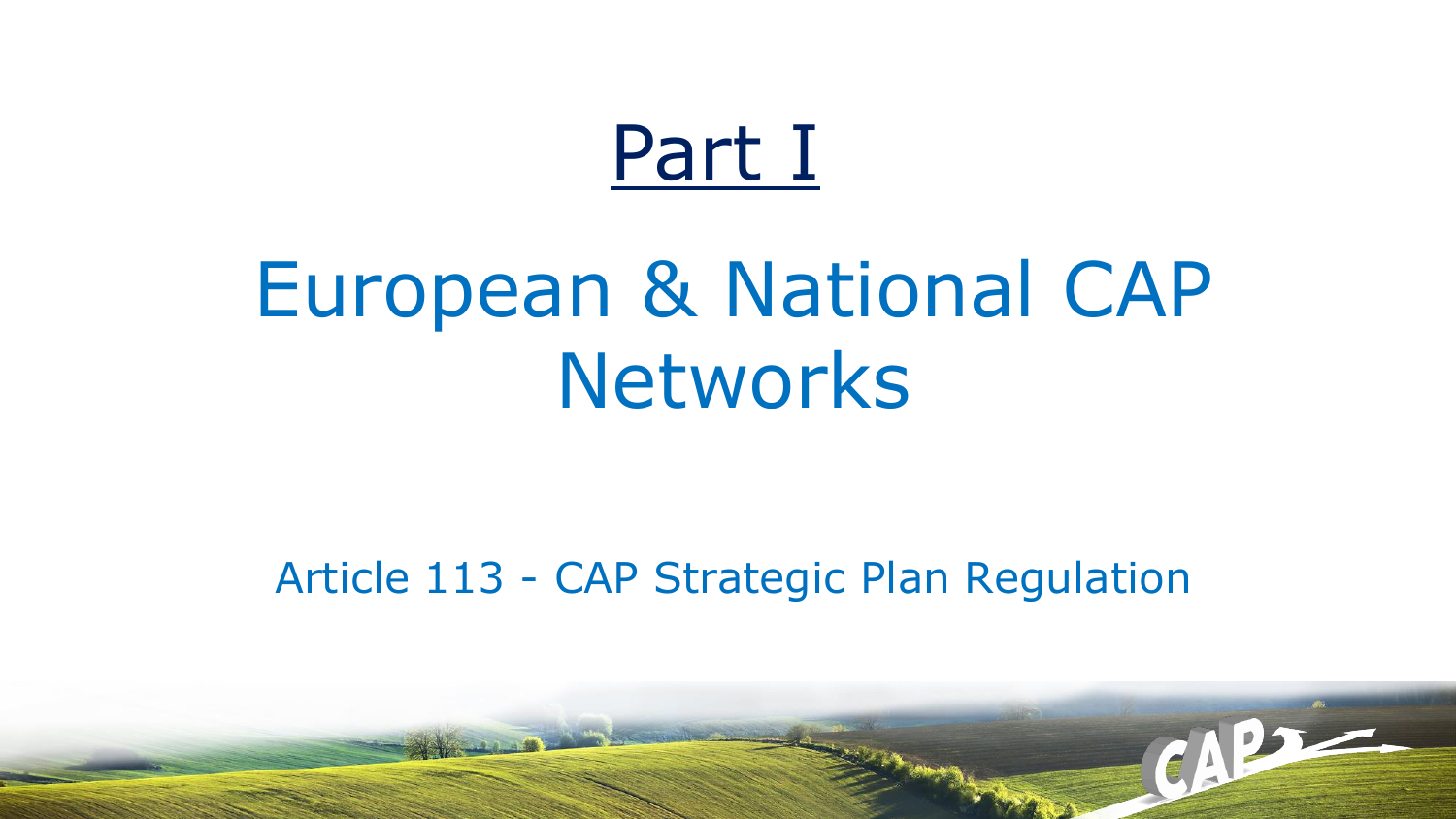# Part I

# European & National CAP Networks

Article 113 - CAP Strategic Plan Regulation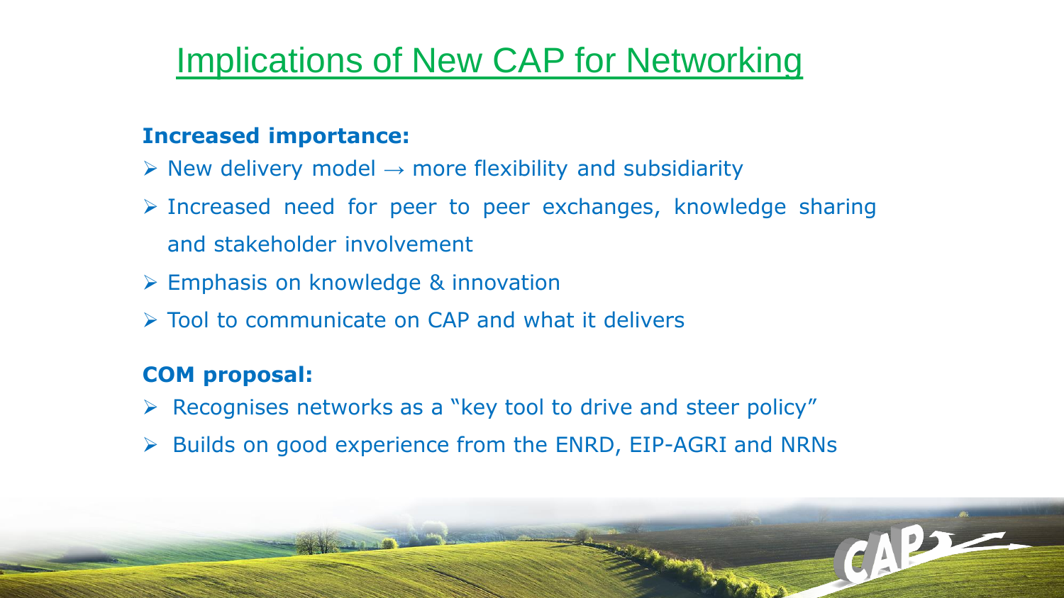# Implications of New CAP for Networking

**Increased importance:**

- New delivery model → more flexibility and subsidiarity
- Increased need for peer to peer exchanges, knowledge sharing and stakeholder involvement
- Emphasis on knowledge & innovation
- Tool to communicate on CAP and what it delivers

**COM proposal:**

- Recognises networks as a "key tool to drive and steer policy"
- Builds on good experience from the ENRD, EIP-AGRI and NRNs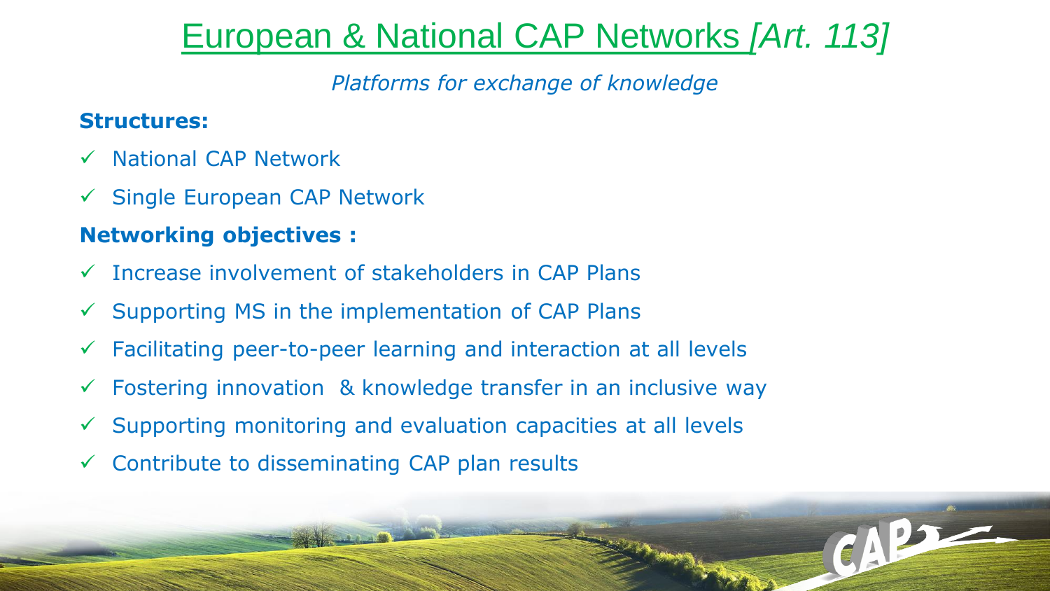# European & National CAP Networks *[Art. 113]*

*Platforms for exchange of knowledge*

**Structures:**

- ✓ National CAP Network
- ✓ Single European CAP Network

**Networking objectives :**

- ✓ Increase involvement of stakeholders in CAP Plans
- ✓ Supporting MS in the implementation of CAP Plans
- ✓ Facilitating peer-to-peer learning and interaction at all levels
- ✓ Fostering innovation & knowledge transfer in an inclusive way
- ✓ Supporting monitoring and evaluation capacities at all levels
- ✓ Contribute to disseminating CAP plan results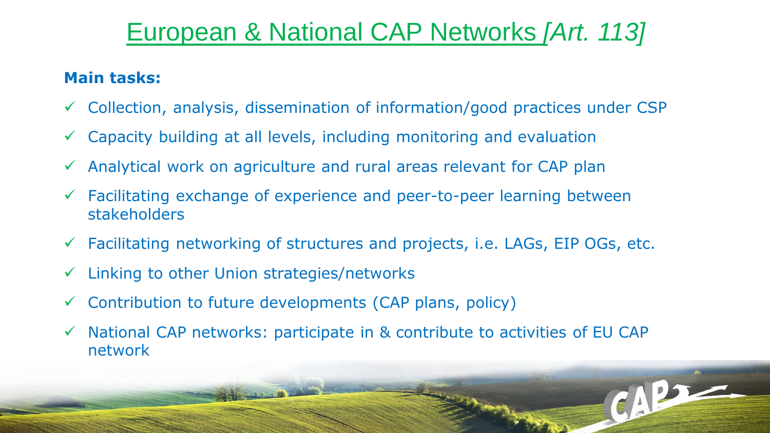# European & National CAP Networks *[Art. 113]*

**Main tasks:**

- ✓ Collection, analysis, dissemination of information/good practices under CSP
- ✓ Capacity building at all levels, including monitoring and evaluation
- ✓ Analytical work on agriculture and rural areas relevant for CAP plan
- ✓ Facilitating exchange of experience and peer-to-peer learning between stakeholders
- ✓ Facilitating networking of structures and projects, i.e. LAGs, EIP OGs, etc.
- ✓ Linking to other Union strategies/networks
- ✓ Contribution to future developments (CAP plans, policy)
- ✓ National CAP networks: participate in & contribute to activities of EU CAP network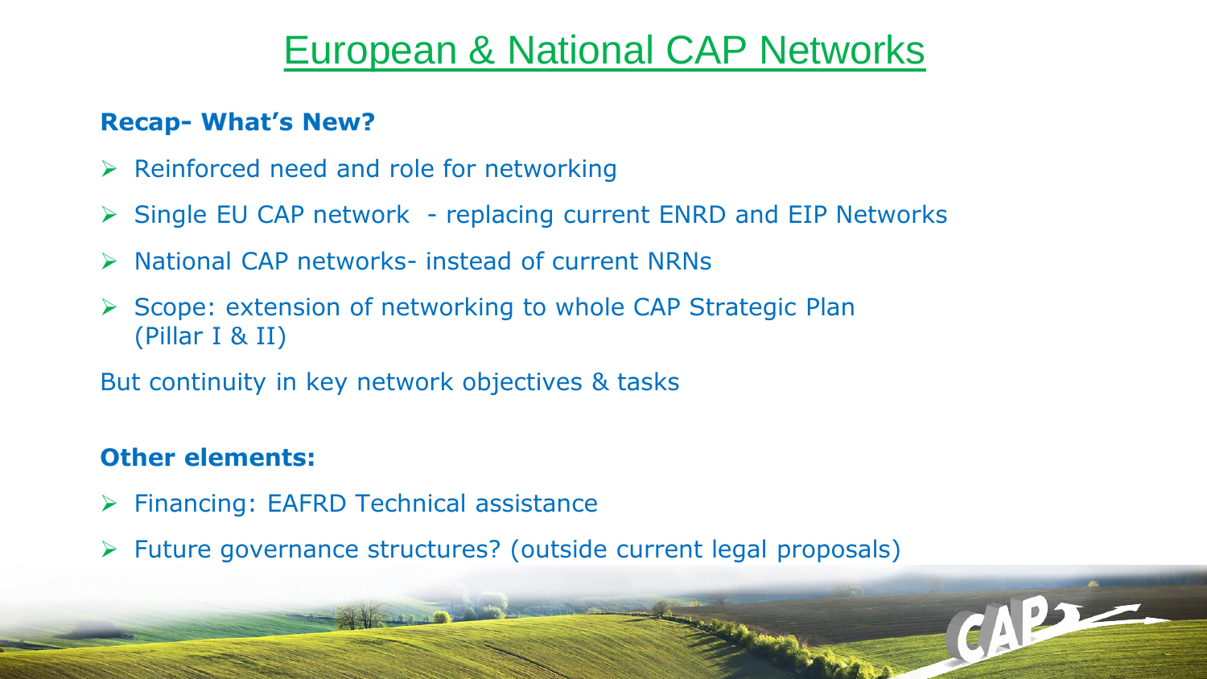# European & National CAP Networks

**Recap- What's New?**

- Reinforced need and role for networking
- Single EU CAP network - replacing current ENRD and EIP Networks
- National CAP networks- instead of current NRNs
- Scope: extension of networking to whole CAP Strategic Plan (Pillar I & II)

But continuity in key network objectives & tasks

**Other elements:**

- Financing: EAFRD Technical assistance
- Future governance structures? (outside current legal proposals)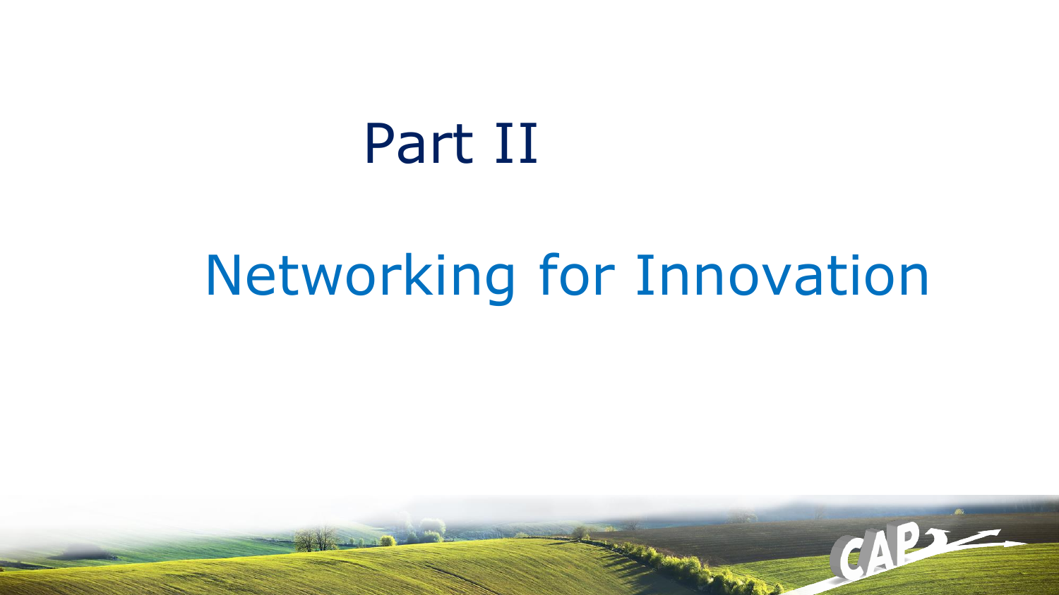# Part II

## Networking for Innovation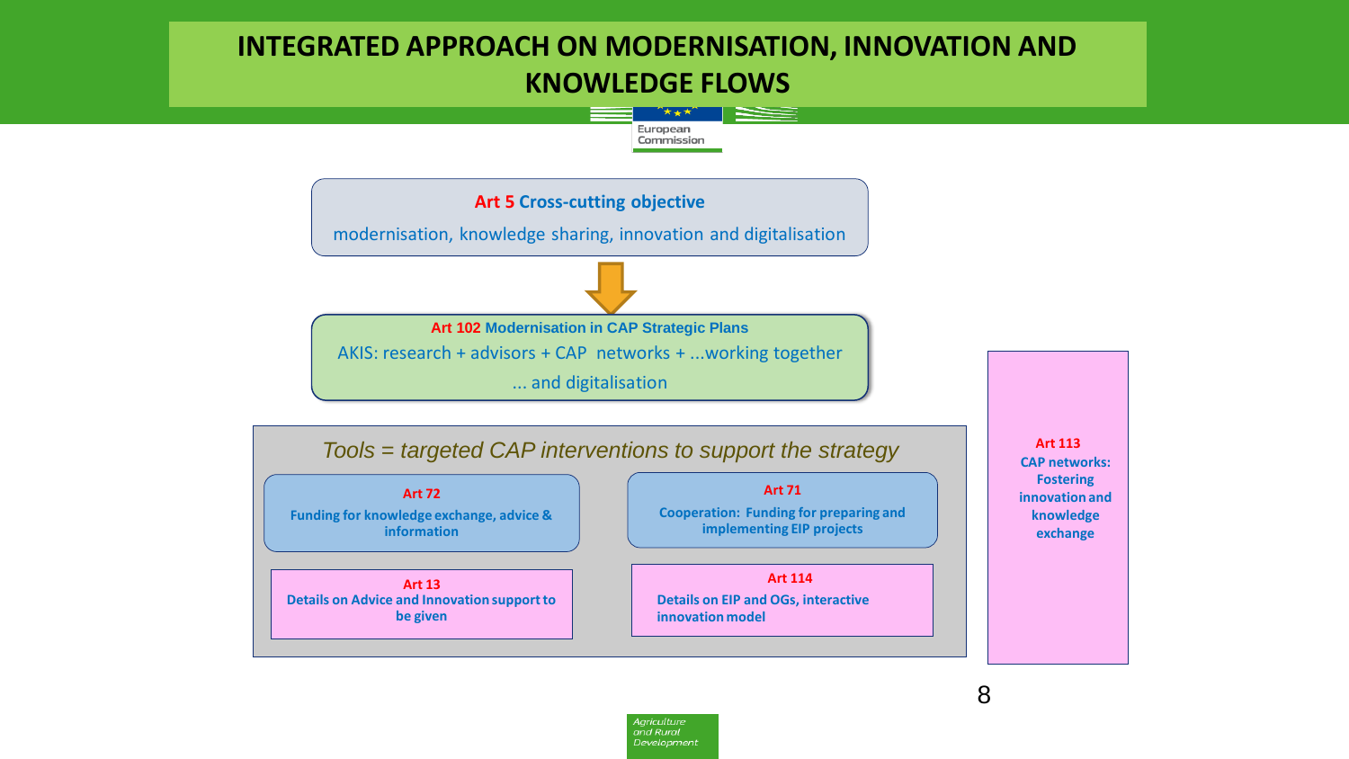# INTEGRATED APPROACH ON MODERNISATION, INNOVATION AND KNOWLEDGE FLOWS

**Art 5 Cross-cutting objective**

modernisation, knowledge sharing, innovation and digitalisation

**Art 102 Modernisation in CAP Strategic Plans**

AKIS: research + advisors + CAP networks + ...working together

... and digitalisation

*Tools = targeted CAP interventions to support the strategy*

**Art 72**
**Funding for knowledge exchange, advice & information**

**Art 71**
**Cooperation: Funding for preparing and implementing EIP projects**

**Art 13**
**Details on Advice and Innovation support to be given**

**Art 114**
**Details on EIP and OGs, interactive innovation model**

**Art 113**
**CAP networks: Fostering innovation and knowledge exchange**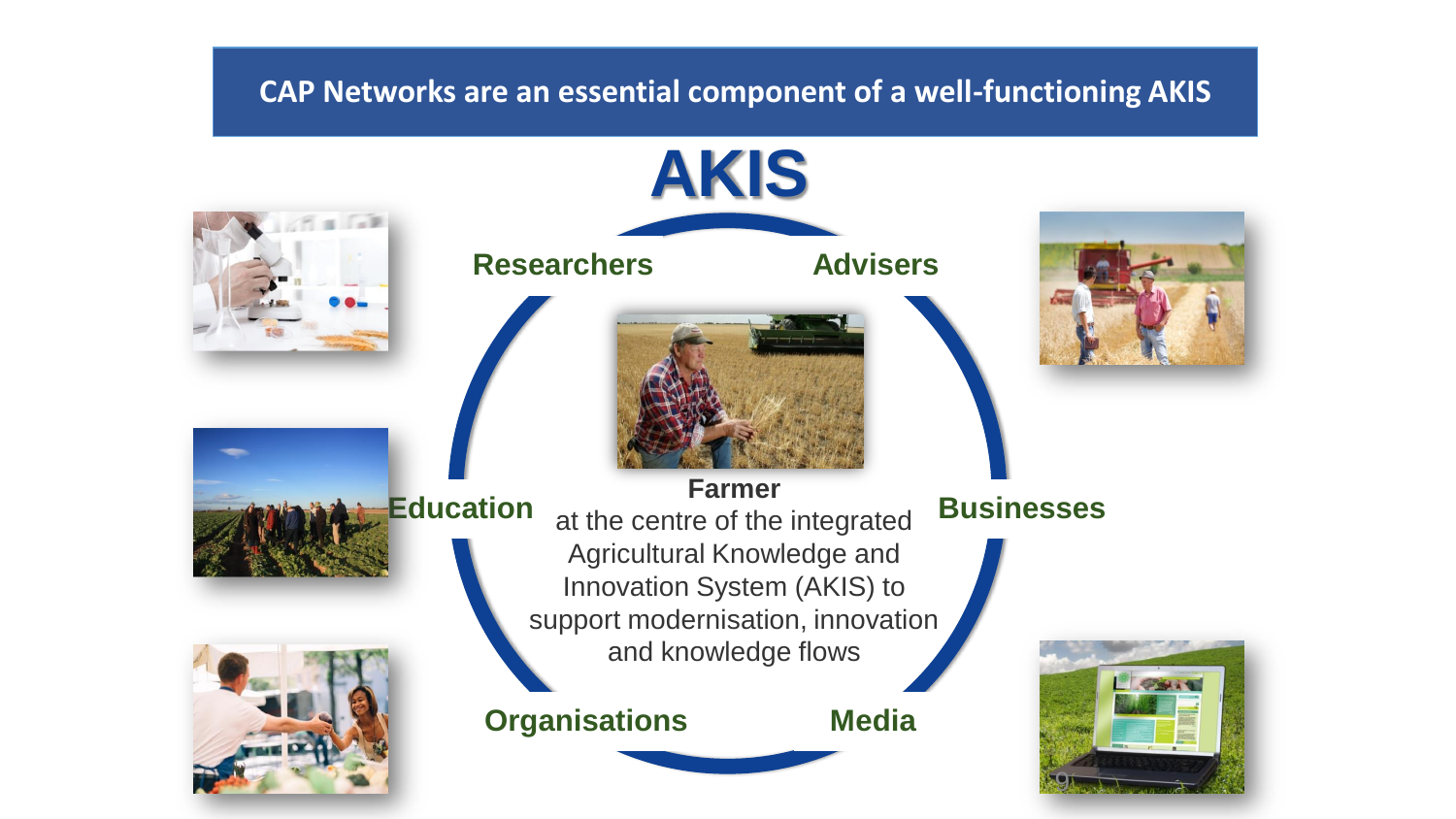# CAP Networks are an essential component of a well-functioning AKIS

## AKIS

Researchers

Advisers

Education

Businesses

Organisations

Media

**Farmer**
at the centre of the integrated Agricultural Knowledge and Innovation System (AKIS) to support modernisation, innovation and knowledge flows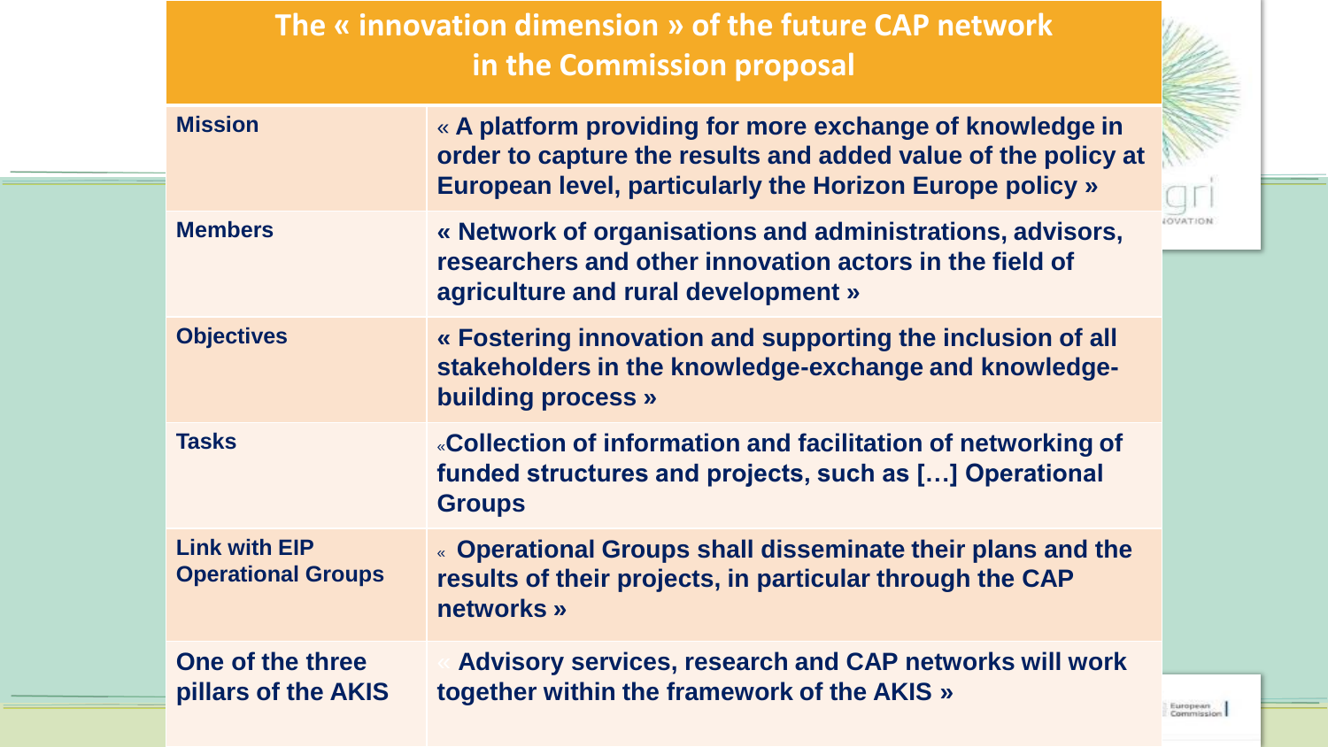# The « innovation dimension » of the future CAP network in the Commission proposal

| | |
|---|---|
| **Mission** | « **A platform providing for more exchange of knowledge in order to capture the results and added value of the policy at European level, particularly the Horizon Europe policy »** |
| **Members** | **« Network of organisations and administrations, advisors, researchers and other innovation actors in the field of agriculture and rural development »** |
| **Objectives** | **« Fostering innovation and supporting the inclusion of all stakeholders in the knowledge-exchange and knowledge-building process »** |
| **Tasks** | «**Collection of information and facilitation of networking of funded structures and projects, such as […] Operational Groups** |
| **Link with EIP Operational Groups** | « **Operational Groups shall disseminate their plans and the results of their projects, in particular through the CAP networks »** |
| **One of the three pillars of the AKIS** | « **Advisory services, research and CAP networks will work together within the framework of the AKIS »** |